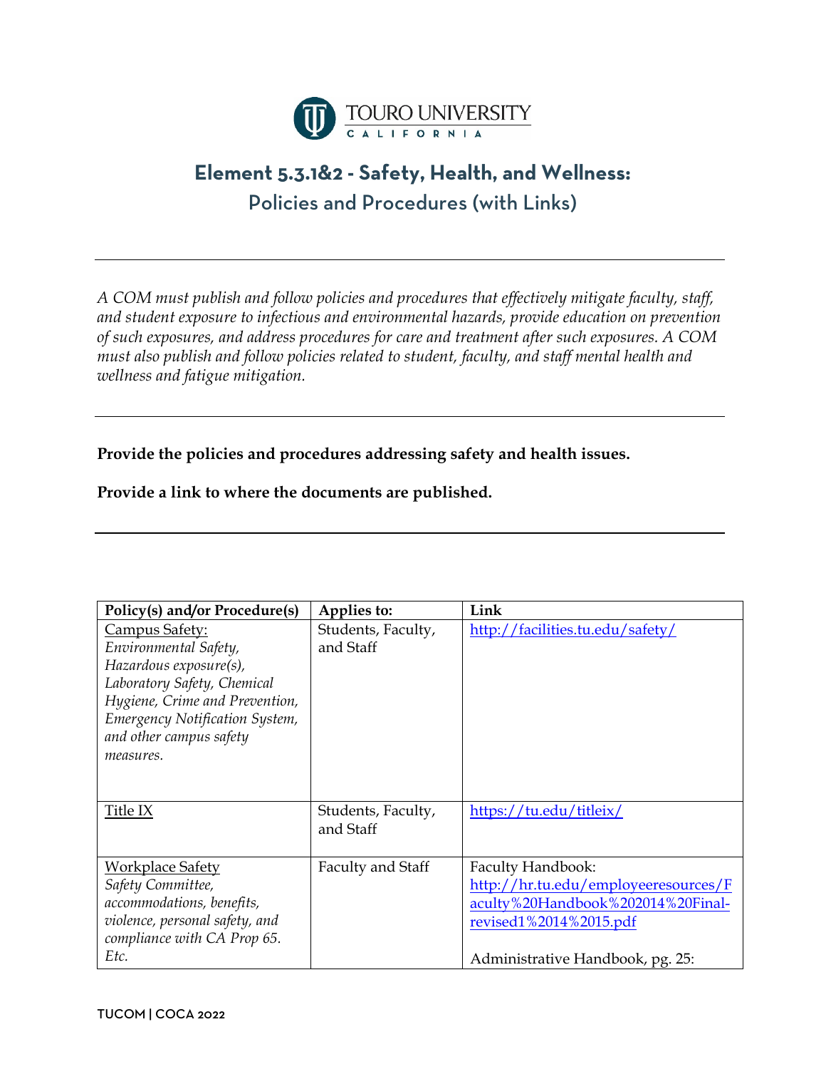TOURO UNIVERSITY CALIFORNIA

# Element 5.3.1&2 - Safety, Health, and Wellness:

## Policies and Procedures (with Links)

---

*A COM must publish and follow policies and procedures that effectively mitigate faculty, staff, and student exposure to infectious and environmental hazards, provide education on prevention of such exposures, and address procedures for care and treatment after such exposures. A COM must also publish and follow policies related to student, faculty, and staff mental health and wellness and fatigue mitigation.*

---

**Provide the policies and procedures addressing safety and health issues.**

**Provide a link to where the documents are published.**

---

| Policy(s) and/or Procedure(s) | Applies to: | Link |
|---|---|---|
| Campus Safety: *Environmental Safety, Hazardous exposure(s), Laboratory Safety, Chemical Hygiene, Crime and Prevention, Emergency Notification System, and other campus safety measures.* | Students, Faculty, and Staff | http://facilities.tu.edu/safety/ |
| Title IX | Students, Faculty, and Staff | https://tu.edu/titleix/ |
| Workplace Safety *Safety Committee, accommodations, benefits, violence, personal safety, and compliance with CA Prop 65. Etc.* | Faculty and Staff | Faculty Handbook: http://hr.tu.edu/employeeresources/Faculty%20Handbook%202014%20Final-revised1%2014%2015.pdf<br><br>Administrative Handbook, pg. 25: |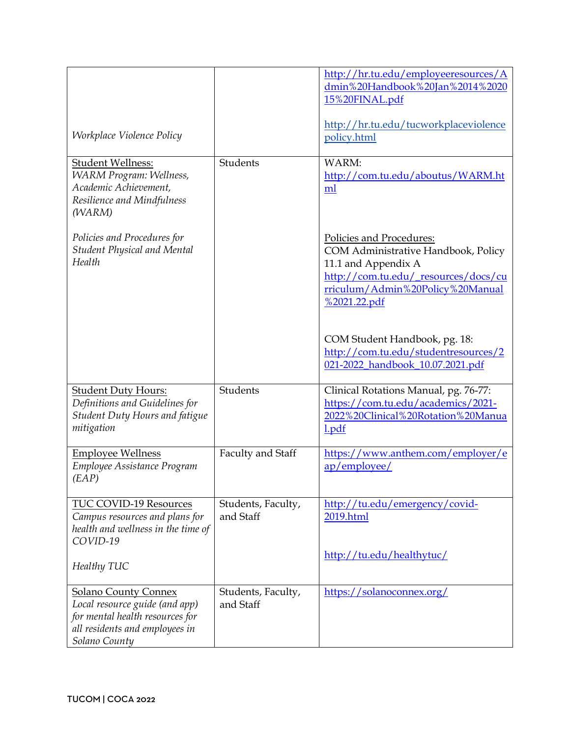| | | |
|---|---|---|
| *Workplace Violence Policy* | | http://hr.tu.edu/employeeresources/Admin%20Handbook%20Jan%2014%202015%20FINAL.pdf<br><br>http://hr.tu.edu/tucworkplaceviolencepolicy.html |
| Student Wellness:<br>*WARM Program: Wellness, Academic Achievement, Resilience and Mindfulness (WARM)*<br><br>*Policies and Procedures for Student Physical and Mental Health* | Students | WARM:<br>http://com.tu.edu/aboutus/WARM.html<br><br>Policies and Procedures:<br>COM Administrative Handbook, Policy 11.1 and Appendix A<br>http://com.tu.edu/_resources/docs/curriculum/Admin%20Policy%20Manual%2021.22.pdf<br><br>COM Student Handbook, pg. 18:<br>http://com.tu.edu/studentresources/2021-2022_handbook_10.07.2021.pdf |
| Student Duty Hours:<br>*Definitions and Guidelines for Student Duty Hours and fatigue mitigation* | Students | Clinical Rotations Manual, pg. 76-77:<br>https://com.tu.edu/academics/2021-2022%20Clinical%20Rotation%20Manual.pdf |
| Employee Wellness<br>*Employee Assistance Program (EAP)* | Faculty and Staff | https://www.anthem.com/employer/eap/employee/ |
| TUC COVID-19 Resources<br>*Campus resources and plans for health and wellness in the time of COVID-19*<br><br>*Healthy TUC* | Students, Faculty, and Staff | http://tu.edu/emergency/covid-2019.html<br><br>http://tu.edu/healthytuc/ |
| Solano County Connex<br>*Local resource guide (and app) for mental health resources for all residents and employees in Solano County* | Students, Faculty, and Staff | https://solanoconnex.org/ |